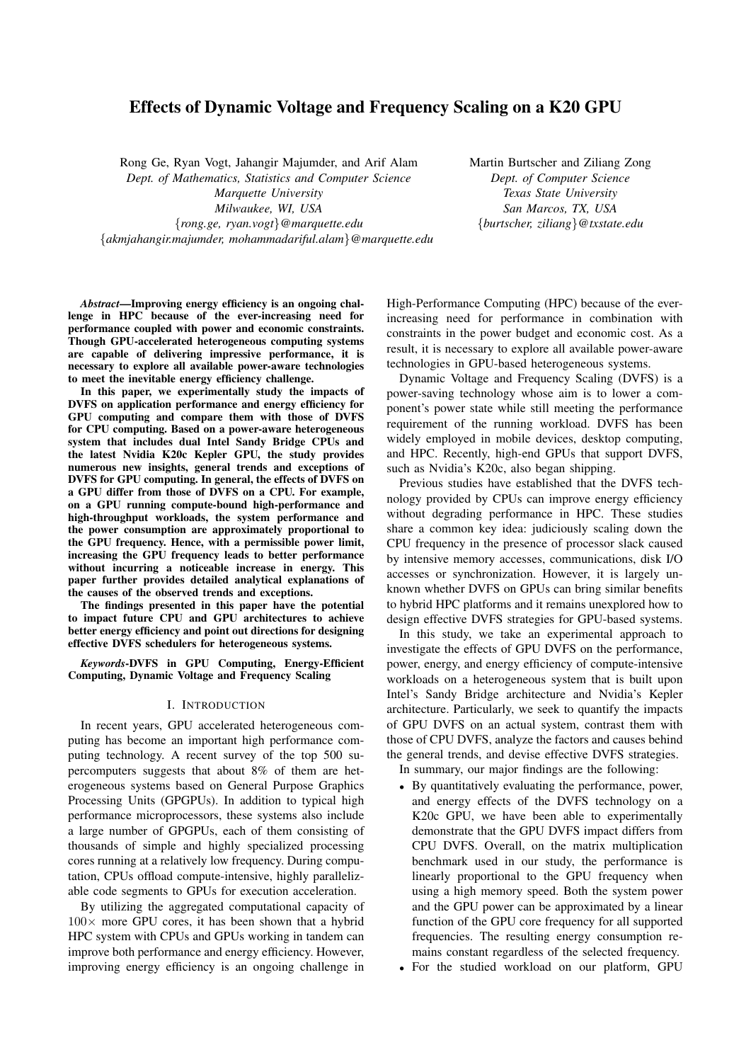# Effects of Dynamic Voltage and Frequency Scaling on a K20 GPU

Rong Ge, Ryan Vogt, Jahangir Majumder, and Arif Alam
*Dept. of Mathematics, Statistics and Computer Science*
*Marquette University*
*Milwaukee, WI, USA*
{*rong.ge, ryan.vogt*}*@marquette.edu*
{*akmjahangir.majumder, mohammadariful.alam*}*@marquette.edu*

Martin Burtscher and Ziliang Zong
*Dept. of Computer Science*
*Texas State University*
*San Marcos, TX, USA*
{*burtscher, ziliang*}*@txstate.edu*

***Abstract*—Improving energy efficiency is an ongoing challenge in HPC because of the ever-increasing need for performance coupled with power and economic constraints. Though GPU-accelerated heterogeneous computing systems are capable of delivering impressive performance, it is necessary to explore all available power-aware technologies to meet the inevitable energy efficiency challenge.**

**In this paper, we experimentally study the impacts of DVFS on application performance and energy efficiency for GPU computing and compare them with those of DVFS for CPU computing. Based on a power-aware heterogeneous system that includes dual Intel Sandy Bridge CPUs and the latest Nvidia K20c Kepler GPU, the study provides numerous new insights, general trends and exceptions of DVFS for GPU computing. In general, the effects of DVFS on a GPU differ from those of DVFS on a CPU. For example, on a GPU running compute-bound high-performance and high-throughput workloads, the system performance and the power consumption are approximately proportional to the GPU frequency. Hence, with a permissible power limit, increasing the GPU frequency leads to better performance without incurring a noticeable increase in energy. This paper further provides detailed analytical explanations of the causes of the observed trends and exceptions.**

**The findings presented in this paper have the potential to impact future CPU and GPU architectures to achieve better energy efficiency and point out directions for designing effective DVFS schedulers for heterogeneous systems.**

***Keywords*-DVFS in GPU Computing, Energy-Efficient Computing, Dynamic Voltage and Frequency Scaling**

## I. Introduction

In recent years, GPU accelerated heterogeneous computing has become an important high performance computing technology. A recent survey of the top 500 supercomputers suggests that about 8% of them are heterogeneous systems based on General Purpose Graphics Processing Units (GPGPUs). In addition to typical high performance microprocessors, these systems also include a large number of GPGPUs, each of them consisting of thousands of simple and highly specialized processing cores running at a relatively low frequency. During computation, CPUs offload compute-intensive, highly parallelizable code segments to GPUs for execution acceleration.

By utilizing the aggregated computational capacity of $100\times$ more GPU cores, it has been shown that a hybrid HPC system with CPUs and GPUs working in tandem can improve both performance and energy efficiency. However, improving energy efficiency is an ongoing challenge in High-Performance Computing (HPC) because of the ever-increasing need for performance in combination with constraints in the power budget and economic cost. As a result, it is necessary to explore all available power-aware technologies in GPU-based heterogeneous systems.

Dynamic Voltage and Frequency Scaling (DVFS) is a power-saving technology whose aim is to lower a component's power state while still meeting the performance requirement of the running workload. DVFS has been widely employed in mobile devices, desktop computing, and HPC. Recently, high-end GPUs that support DVFS, such as Nvidia's K20c, also began shipping.

Previous studies have established that the DVFS technology provided by CPUs can improve energy efficiency without degrading performance in HPC. These studies share a common key idea: judiciously scaling down the CPU frequency in the presence of processor slack caused by intensive memory accesses, communications, disk I/O accesses or synchronization. However, it is largely unknown whether DVFS on GPUs can bring similar benefits to hybrid HPC platforms and it remains unexplored how to design effective DVFS strategies for GPU-based systems.

In this study, we take an experimental approach to investigate the effects of GPU DVFS on the performance, power, energy, and energy efficiency of compute-intensive workloads on a heterogeneous system that is built upon Intel's Sandy Bridge architecture and Nvidia's Kepler architecture. Particularly, we seek to quantify the impacts of GPU DVFS on an actual system, contrast them with those of CPU DVFS, analyze the factors and causes behind the general trends, and devise effective DVFS strategies.

In summary, our major findings are the following:

- By quantitatively evaluating the performance, power, and energy effects of the DVFS technology on a K20c GPU, we have been able to experimentally demonstrate that the GPU DVFS impact differs from CPU DVFS. Overall, on the matrix multiplication benchmark used in our study, the performance is linearly proportional to the GPU frequency when using a high memory speed. Both the system power and the GPU power can be approximated by a linear function of the GPU core frequency for all supported frequencies. The resulting energy consumption remains constant regardless of the selected frequency.
- For the studied workload on our platform, GPU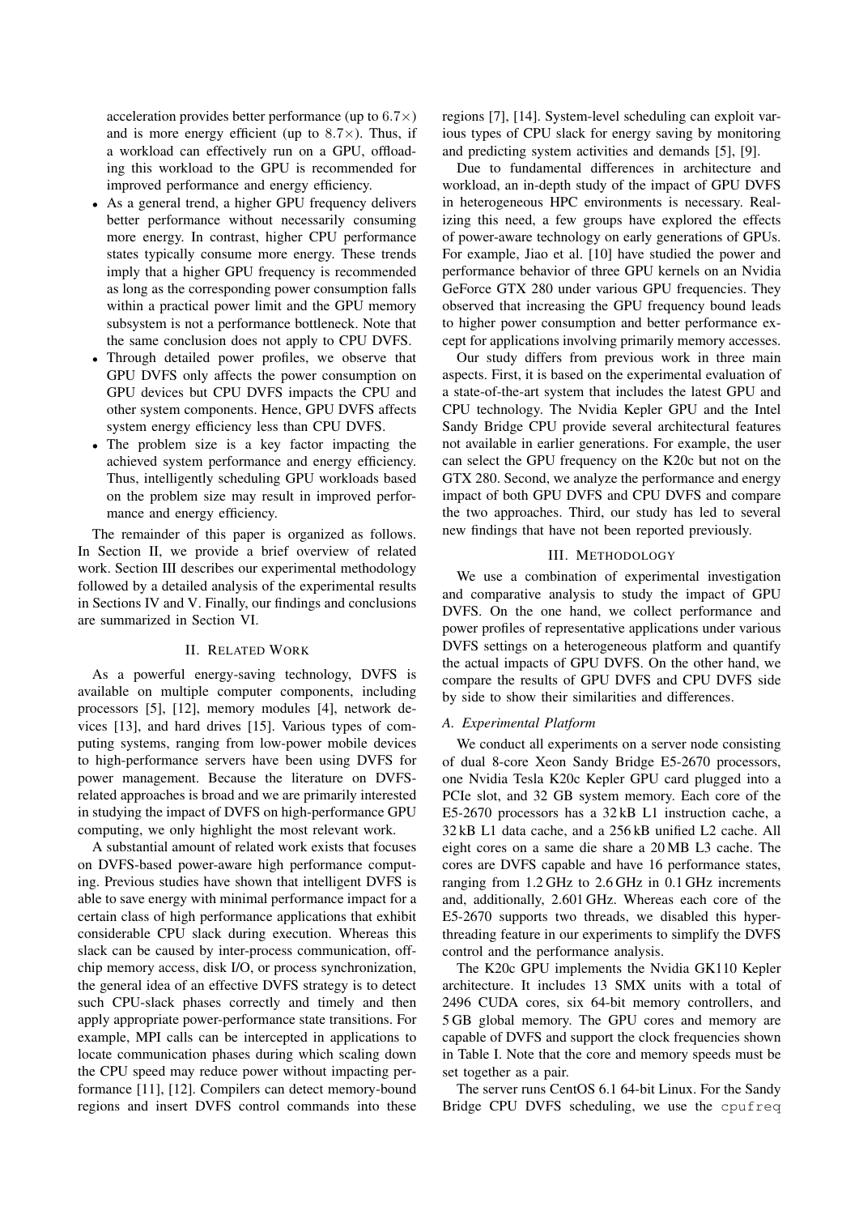acceleration provides better performance (up to $6.7\times$) and is more energy efficient (up to $8.7\times$). Thus, if a workload can effectively run on a GPU, offloading this workload to the GPU is recommended for improved performance and energy efficiency.
- As a general trend, a higher GPU frequency delivers better performance without necessarily consuming more energy. In contrast, higher CPU performance states typically consume more energy. These trends imply that a higher GPU frequency is recommended as long as the corresponding power consumption falls within a practical power limit and the GPU memory subsystem is not a performance bottleneck. Note that the same conclusion does not apply to CPU DVFS.
- Through detailed power profiles, we observe that GPU DVFS only affects the power consumption on GPU devices but CPU DVFS impacts the CPU and other system components. Hence, GPU DVFS affects system energy efficiency less than CPU DVFS.
- The problem size is a key factor impacting the achieved system performance and energy efficiency. Thus, intelligently scheduling GPU workloads based on the problem size may result in improved performance and energy efficiency.

The remainder of this paper is organized as follows. In Section II, we provide a brief overview of related work. Section III describes our experimental methodology followed by a detailed analysis of the experimental results in Sections IV and V. Finally, our findings and conclusions are summarized in Section VI.

## II. Related Work

As a powerful energy-saving technology, DVFS is available on multiple computer components, including processors [5], [12], memory modules [4], network devices [13], and hard drives [15]. Various types of computing systems, ranging from low-power mobile devices to high-performance servers have been using DVFS for power management. Because the literature on DVFS-related approaches is broad and we are primarily interested in studying the impact of DVFS on high-performance GPU computing, we only highlight the most relevant work.

A substantial amount of related work exists that focuses on DVFS-based power-aware high performance computing. Previous studies have shown that intelligent DVFS is able to save energy with minimal performance impact for a certain class of high performance applications that exhibit considerable CPU slack during execution. Whereas this slack can be caused by inter-process communication, off-chip memory access, disk I/O, or process synchronization, the general idea of an effective DVFS strategy is to detect such CPU-slack phases correctly and timely and then apply appropriate power-performance state transitions. For example, MPI calls can be intercepted in applications to locate communication phases during which scaling down the CPU speed may reduce power without impacting performance [11], [12]. Compilers can detect memory-bound regions and insert DVFS control commands into these regions [7], [14]. System-level scheduling can exploit various types of CPU slack for energy saving by monitoring and predicting system activities and demands [5], [9].

Due to fundamental differences in architecture and workload, an in-depth study of the impact of GPU DVFS in heterogeneous HPC environments is necessary. Realizing this need, a few groups have explored the effects of power-aware technology on early generations of GPUs. For example, Jiao et al. [10] have studied the power and performance behavior of three GPU kernels on an Nvidia GeForce GTX 280 under various GPU frequencies. They observed that increasing the GPU frequency bound leads to higher power consumption and better performance except for applications involving primarily memory accesses.

Our study differs from previous work in three main aspects. First, it is based on the experimental evaluation of a state-of-the-art system that includes the latest GPU and CPU technology. The Nvidia Kepler GPU and the Intel Sandy Bridge CPU provide several architectural features not available in earlier generations. For example, the user can select the GPU frequency on the K20c but not on the GTX 280. Second, we analyze the performance and energy impact of both GPU DVFS and CPU DVFS and compare the two approaches. Third, our study has led to several new findings that have not been reported previously.

## III. Methodology

We use a combination of experimental investigation and comparative analysis to study the impact of GPU DVFS. On the one hand, we collect performance and power profiles of representative applications under various DVFS settings on a heterogeneous platform and quantify the actual impacts of GPU DVFS. On the other hand, we compare the results of GPU DVFS and CPU DVFS side by side to show their similarities and differences.

### A. Experimental Platform

We conduct all experiments on a server node consisting of dual 8-core Xeon Sandy Bridge E5-2670 processors, one Nvidia Tesla K20c Kepler GPU card plugged into a PCIe slot, and 32 GB system memory. Each core of the E5-2670 processors has a 32 kB L1 instruction cache, a 32 kB L1 data cache, and a 256 kB unified L2 cache. All eight cores on a same die share a 20 MB L3 cache. The cores are DVFS capable and have 16 performance states, ranging from 1.2 GHz to 2.6 GHz in 0.1 GHz increments and, additionally, 2.601 GHz. Whereas each core of the E5-2670 supports two threads, we disabled this hyper-threading feature in our experiments to simplify the DVFS control and the performance analysis.

The K20c GPU implements the Nvidia GK110 Kepler architecture. It includes 13 SMX units with a total of 2496 CUDA cores, six 64-bit memory controllers, and 5 GB global memory. The GPU cores and memory are capable of DVFS and support the clock frequencies shown in Table I. Note that the core and memory speeds must be set together as a pair.

The server runs CentOS 6.1 64-bit Linux. For the Sandy Bridge CPU DVFS scheduling, we use the `cpufreq`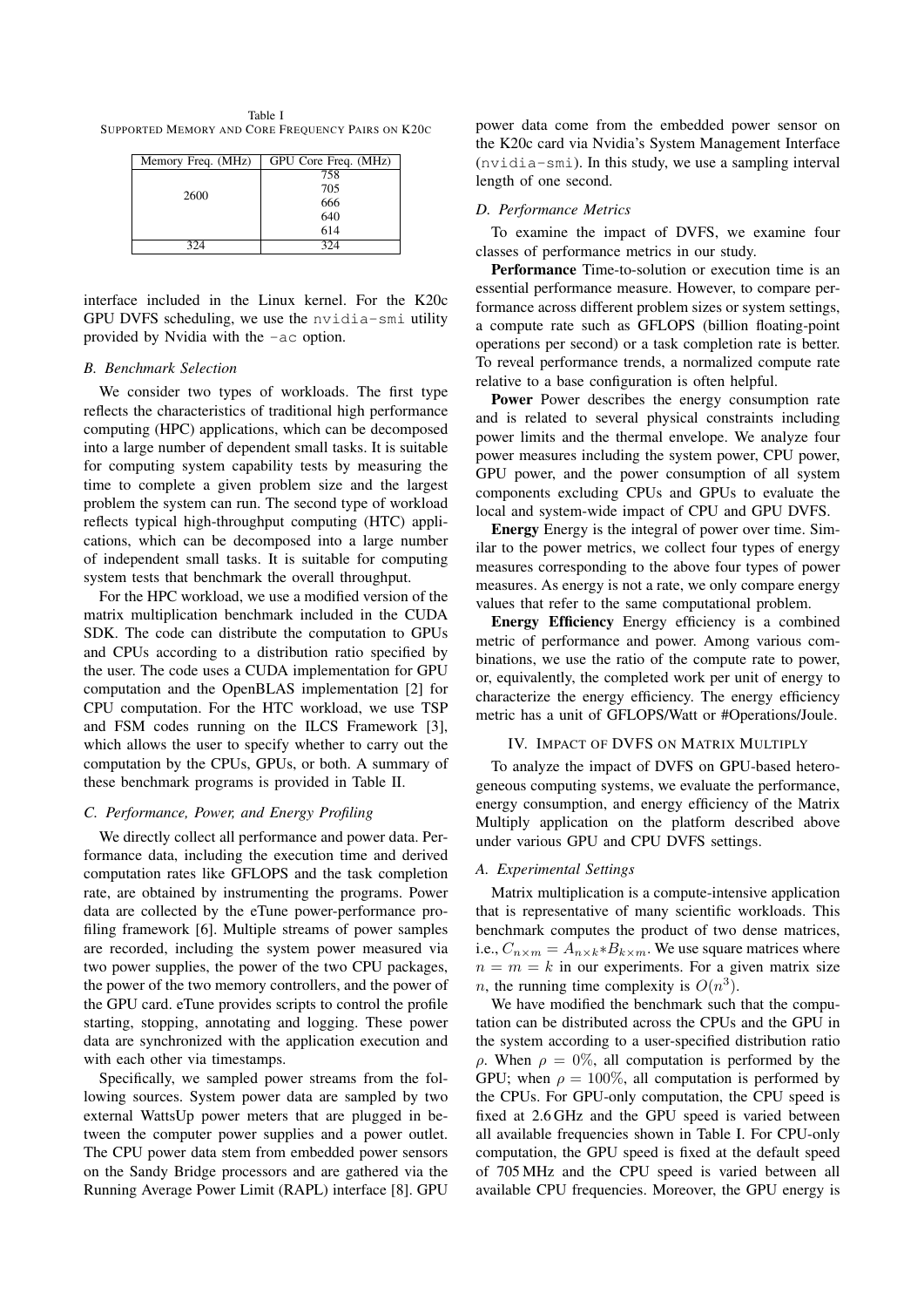Table I
SUPPORTED MEMORY AND CORE FREQUENCY PAIRS ON K20C

| Memory Freq. (MHz) | GPU Core Freq. (MHz) |
|---|---|
| 2600 | 758 |
| | 705 |
| | 666 |
| | 640 |
| | 614 |
| 324 | 324 |

interface included in the Linux kernel. For the K20c GPU DVFS scheduling, we use the `nvidia-smi` utility provided by Nvidia with the `-ac` option.

### B. Benchmark Selection

We consider two types of workloads. The first type reflects the characteristics of traditional high performance computing (HPC) applications, which can be decomposed into a large number of dependent small tasks. It is suitable for computing system capability tests by measuring the time to complete a given problem size and the largest problem the system can run. The second type of workload reflects typical high-throughput computing (HTC) applications, which can be decomposed into a large number of independent small tasks. It is suitable for computing system tests that benchmark the overall throughput.

For the HPC workload, we use a modified version of the matrix multiplication benchmark included in the CUDA SDK. The code can distribute the computation to GPUs and CPUs according to a distribution ratio specified by the user. The code uses a CUDA implementation for GPU computation and the OpenBLAS implementation [2] for CPU computation. For the HTC workload, we use TSP and FSM codes running on the ILCS Framework [3], which allows the user to specify whether to carry out the computation by the CPUs, GPUs, or both. A summary of these benchmark programs is provided in Table II.

### C. Performance, Power, and Energy Profiling

We directly collect all performance and power data. Performance data, including the execution time and derived computation rates like GFLOPS and the task completion rate, are obtained by instrumenting the programs. Power data are collected by the eTune power-performance profiling framework [6]. Multiple streams of power samples are recorded, including the system power measured via two power supplies, the power of the two CPU packages, the power of the two memory controllers, and the power of the GPU card. eTune provides scripts to control the profile starting, stopping, annotating and logging. These power data are synchronized with the application execution and with each other via timestamps.

Specifically, we sampled power streams from the following sources. System power data are sampled by two external WattsUp power meters that are plugged in between the computer power supplies and a power outlet. The CPU power data stem from embedded power sensors on the Sandy Bridge processors and are gathered via the Running Average Power Limit (RAPL) interface [8]. GPU power data come from the embedded power sensor on the K20c card via Nvidia's System Management Interface (`nvidia-smi`). In this study, we use a sampling interval length of one second.

### D. Performance Metrics

To examine the impact of DVFS, we examine four classes of performance metrics in our study.

**Performance** Time-to-solution or execution time is an essential performance measure. However, to compare performance across different problem sizes or system settings, a compute rate such as GFLOPS (billion floating-point operations per second) or a task completion rate is better. To reveal performance trends, a normalized compute rate relative to a base configuration is often helpful.

**Power** Power describes the energy consumption rate and is related to several physical constraints including power limits and the thermal envelope. We analyze four power measures including the system power, CPU power, GPU power, and the power consumption of all system components excluding CPUs and GPUs to evaluate the local and system-wide impact of CPU and GPU DVFS.

**Energy** Energy is the integral of power over time. Similar to the power metrics, we collect four types of energy measures corresponding to the above four types of power measures. As energy is not a rate, we only compare energy values that refer to the same computational problem.

**Energy Efficiency** Energy efficiency is a combined metric of performance and power. Among various combinations, we use the ratio of the compute rate to power, or, equivalently, the completed work per unit of energy to characterize the energy efficiency. The energy efficiency metric has a unit of GFLOPS/Watt or #Operations/Joule.

## IV. IMPACT OF DVFS ON MATRIX MULTIPLY

To analyze the impact of DVFS on GPU-based heterogeneous computing systems, we evaluate the performance, energy consumption, and energy efficiency of the Matrix Multiply application on the platform described above under various GPU and CPU DVFS settings.

### A. Experimental Settings

Matrix multiplication is a compute-intensive application that is representative of many scientific workloads. This benchmark computes the product of two dense matrices, i.e., $C_{n\times m} = A_{n\times k} * B_{k\times m}$. We use square matrices where $n = m = k$ in our experiments. For a given matrix size $n$, the running time complexity is $O(n^3)$.

We have modified the benchmark such that the computation can be distributed across the CPUs and the GPU in the system according to a user-specified distribution ratio $\rho$. When $\rho = 0\%$, all computation is performed by the GPU; when $\rho = 100\%$, all computation is performed by the CPUs. For GPU-only computation, the CPU speed is fixed at 2.6 GHz and the GPU speed is varied between all available frequencies shown in Table I. For CPU-only computation, the GPU speed is fixed at the default speed of 705 MHz and the CPU speed is varied between all available CPU frequencies. Moreover, the GPU energy is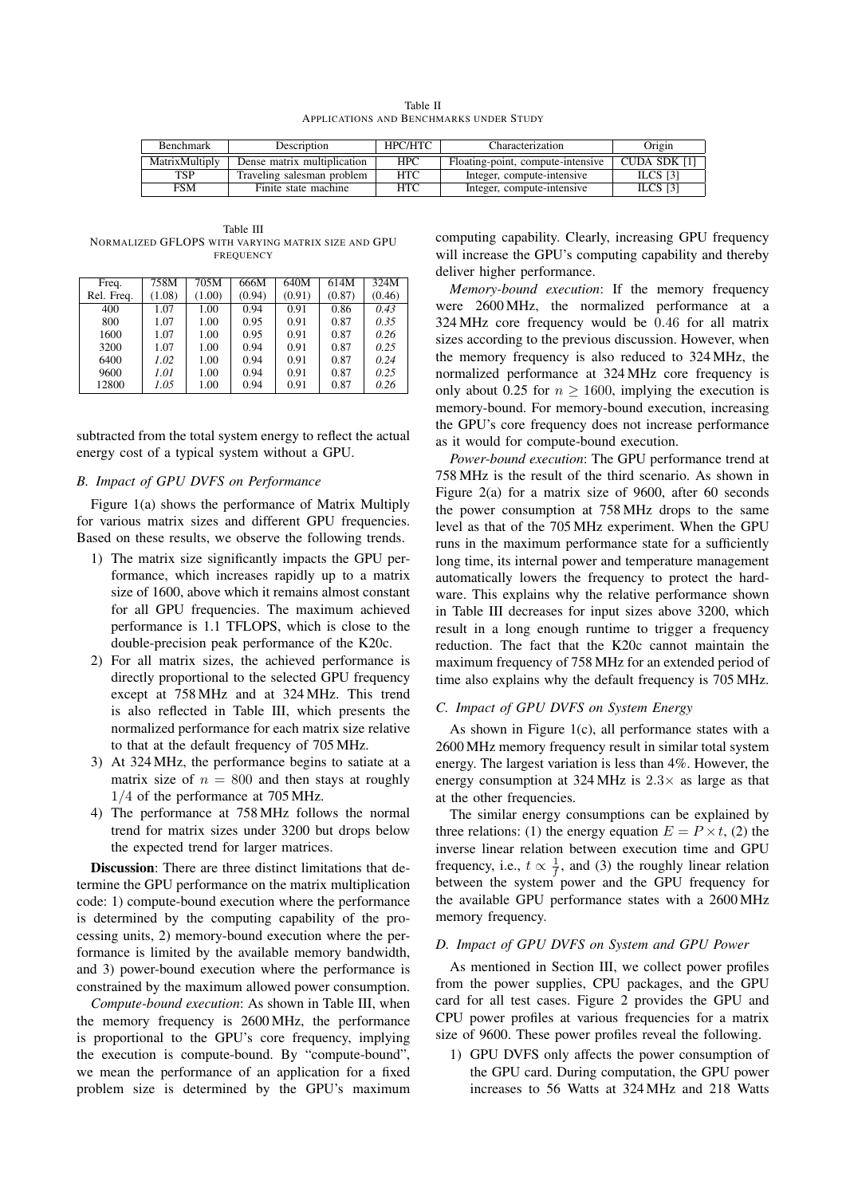Table II
APPLICATIONS AND BENCHMARKS UNDER STUDY

| Benchmark | Description | HPC/HTC | Characterization | Origin |
|---|---|---|---|---|
| MatrixMultiply | Dense matrix multiplication | HPC | Floating-point, compute-intensive | CUDA SDK [1] |
| TSP | Traveling salesman problem | HTC | Integer, compute-intensive | ILCS [3] |
| FSM | Finite state machine | HTC | Integer, compute-intensive | ILCS [3] |

Table III
NORMALIZED GFLOPS WITH VARYING MATRIX SIZE AND GPU FREQUENCY

| Freq. | 758M | 705M | 666M | 640M | 614M | 324M |
|---|---|---|---|---|---|---|
| Rel. Freq. | (1.08) | (1.00) | (0.94) | (0.91) | (0.87) | (0.46) |
| 400 | 1.07 | 1.00 | 0.94 | 0.91 | 0.86 | *0.43* |
| 800 | 1.07 | 1.00 | 0.95 | 0.91 | 0.87 | *0.35* |
| 1600 | 1.07 | 1.00 | 0.95 | 0.91 | 0.87 | *0.26* |
| 3200 | 1.07 | 1.00 | 0.94 | 0.91 | 0.87 | *0.25* |
| 6400 | *1.02* | 1.00 | 0.94 | 0.91 | 0.87 | *0.24* |
| 9600 | *1.01* | 1.00 | 0.94 | 0.91 | 0.87 | *0.25* |
| 12800 | *1.05* | 1.00 | 0.94 | 0.91 | 0.87 | *0.26* |

subtracted from the total system energy to reflect the actual energy cost of a typical system without a GPU.

### B. Impact of GPU DVFS on Performance

Figure 1(a) shows the performance of Matrix Multiply for various matrix sizes and different GPU frequencies. Based on these results, we observe the following trends.

1) The matrix size significantly impacts the GPU performance, which increases rapidly up to a matrix size of 1600, above which it remains almost constant for all GPU frequencies. The maximum achieved performance is 1.1 TFLOPS, which is close to the double-precision peak performance of the K20c.
2) For all matrix sizes, the achieved performance is directly proportional to the selected GPU frequency except at 758 MHz and at 324 MHz. This trend is also reflected in Table III, which presents the normalized performance for each matrix size relative to that at the default frequency of 705 MHz.
3) At 324 MHz, the performance begins to satiate at a matrix size of $n = 800$ and then stays at roughly $1/4$ of the performance at 705 MHz.
4) The performance at 758 MHz follows the normal trend for matrix sizes under 3200 but drops below the expected trend for larger matrices.

**Discussion**: There are three distinct limitations that determine the GPU performance on the matrix multiplication code: 1) compute-bound execution where the performance is determined by the computing capability of the processing units, 2) memory-bound execution where the performance is limited by the available memory bandwidth, and 3) power-bound execution where the performance is constrained by the maximum allowed power consumption.

*Compute-bound execution*: As shown in Table III, when the memory frequency is 2600 MHz, the performance is proportional to the GPU's core frequency, implying the execution is compute-bound. By "compute-bound", we mean the performance of an application for a fixed problem size is determined by the GPU's maximum computing capability. Clearly, increasing GPU frequency will increase the GPU's computing capability and thereby deliver higher performance.

*Memory-bound execution*: If the memory frequency were 2600 MHz, the normalized performance at a 324 MHz core frequency would be 0.46 for all matrix sizes according to the previous discussion. However, when the memory frequency is also reduced to 324 MHz, the normalized performance at 324 MHz core frequency is only about 0.25 for $n \geq 1600$, implying the execution is memory-bound. For memory-bound execution, increasing the GPU's core frequency does not increase performance as it would for compute-bound execution.

*Power-bound execution*: The GPU performance trend at 758 MHz is the result of the third scenario. As shown in Figure 2(a) for a matrix size of 9600, after 60 seconds the power consumption at 758 MHz drops to the same level as that of the 705 MHz experiment. When the GPU runs in the maximum performance state for a sufficiently long time, its internal power and temperature management automatically lowers the frequency to protect the hardware. This explains why the relative performance shown in Table III decreases for input sizes above 3200, which result in a long enough runtime to trigger a frequency reduction. The fact that the K20c cannot maintain the maximum frequency of 758 MHz for an extended period of time also explains why the default frequency is 705 MHz.

### C. Impact of GPU DVFS on System Energy

As shown in Figure 1(c), all performance states with a 2600 MHz memory frequency result in similar total system energy. The largest variation is less than 4%. However, the energy consumption at 324 MHz is $2.3\times$ as large as that at the other frequencies.

The similar energy consumptions can be explained by three relations: (1) the energy equation $E = P \times t$, (2) the inverse linear relation between execution time and GPU frequency, i.e., $t \propto \frac{1}{f}$, and (3) the roughly linear relation between the system power and the GPU frequency for the available GPU performance states with a 2600 MHz memory frequency.

### D. Impact of GPU DVFS on System and GPU Power

As mentioned in Section III, we collect power profiles from the power supplies, CPU packages, and the GPU card for all test cases. Figure 2 provides the GPU and CPU power profiles at various frequencies for a matrix size of 9600. These power profiles reveal the following.

1) GPU DVFS only affects the power consumption of the GPU card. During computation, the GPU power increases to 56 Watts at 324 MHz and 218 Watts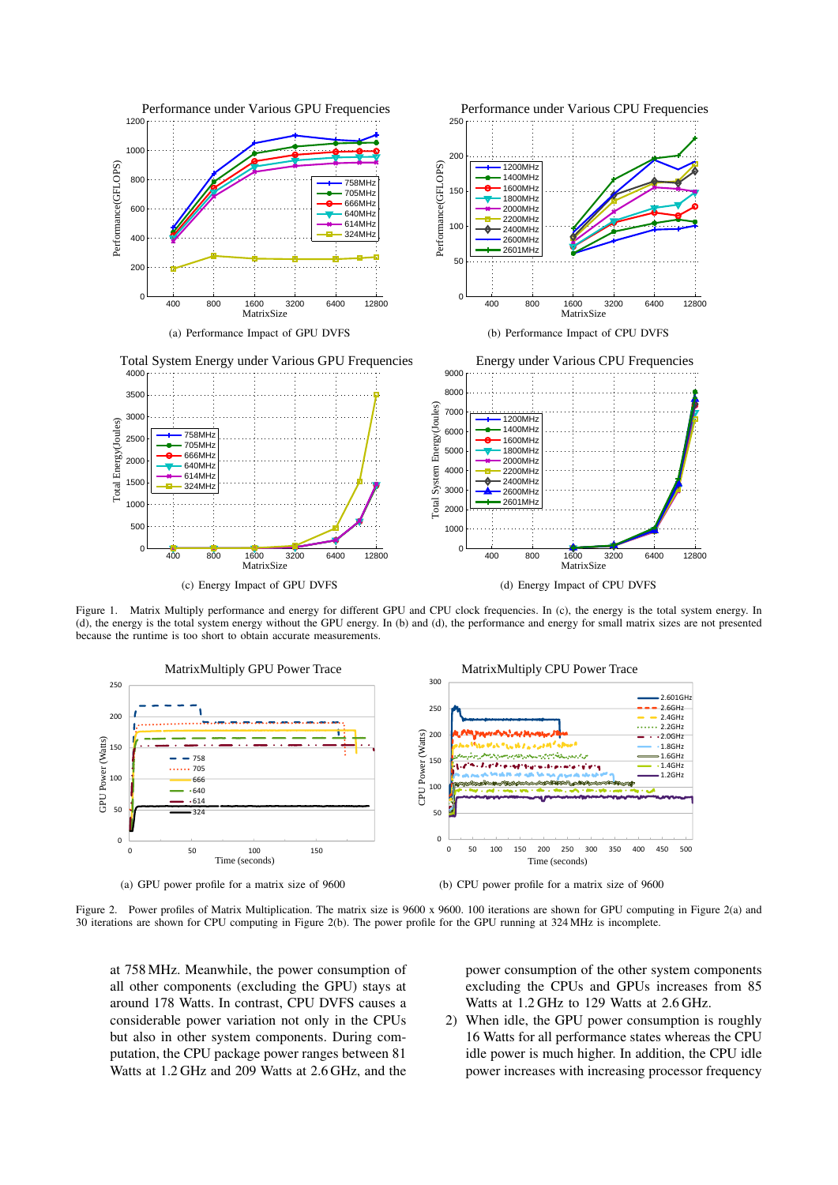(a) Performance Impact of GPU DVFS

(b) Performance Impact of CPU DVFS

(c) Energy Impact of GPU DVFS

(d) Energy Impact of CPU DVFS

Figure 1. Matrix Multiply performance and energy for different GPU and CPU clock frequencies. In (c), the energy is the total system energy. In (d), the energy is the total system energy without the GPU energy. In (b) and (d), the performance and energy for small matrix sizes are not presented because the runtime is too short to obtain accurate measurements.

(a) GPU power profile for a matrix size of 9600

(b) CPU power profile for a matrix size of 9600

Figure 2. Power profiles of Matrix Multiplication. The matrix size is 9600 x 9600. 100 iterations are shown for GPU computing in Figure 2(a) and 30 iterations are shown for CPU computing in Figure 2(b). The power profile for the GPU running at 324 MHz is incomplete.

at 758 MHz. Meanwhile, the power consumption of all other components (excluding the GPU) stays at around 178 Watts. In contrast, CPU DVFS causes a considerable power variation not only in the CPUs but also in other system components. During computation, the CPU package power ranges between 81 Watts at 1.2 GHz and 209 Watts at 2.6 GHz, and the power consumption of the other system components excluding the CPUs and GPUs increases from 85 Watts at 1.2 GHz to 129 Watts at 2.6 GHz.

2) When idle, the GPU power consumption is roughly 16 Watts for all performance states whereas the CPU idle power is much higher. In addition, the CPU idle power increases with increasing processor frequency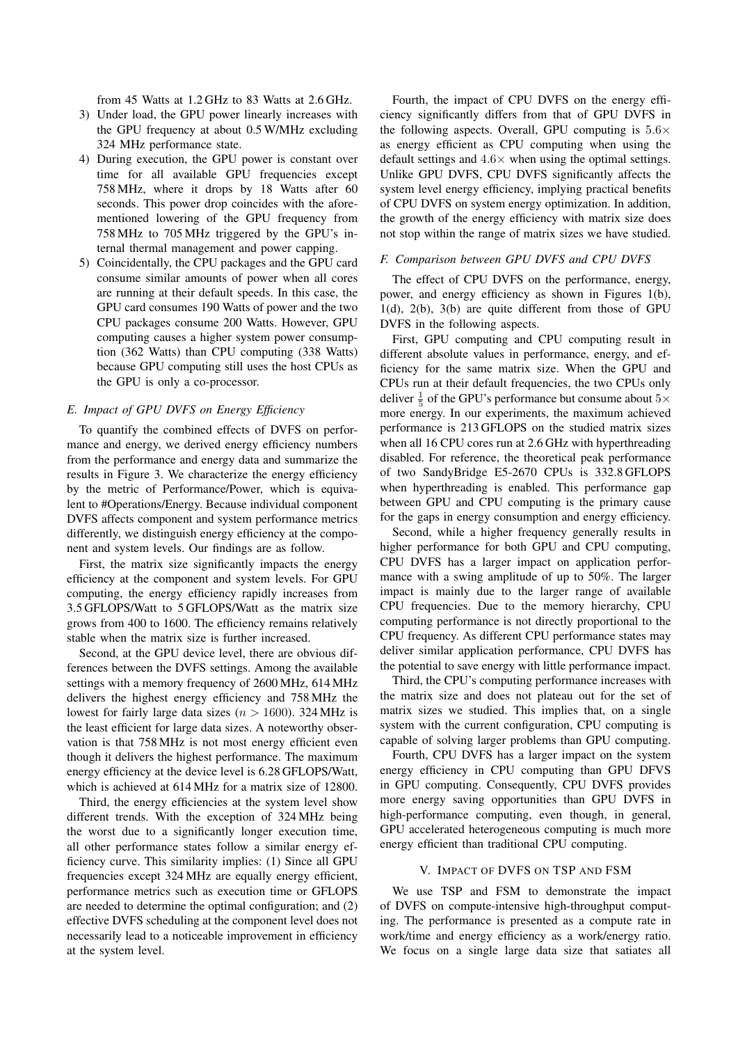from 45 Watts at 1.2 GHz to 83 Watts at 2.6 GHz.

3) Under load, the GPU power linearly increases with the GPU frequency at about 0.5 W/MHz excluding 324 MHz performance state.
4) During execution, the GPU power is constant over time for all available GPU frequencies except 758 MHz, where it drops by 18 Watts after 60 seconds. This power drop coincides with the aforementioned lowering of the GPU frequency from 758 MHz to 705 MHz triggered by the GPU's internal thermal management and power capping.
5) Coincidentally, the CPU packages and the GPU card consume similar amounts of power when all cores are running at their default speeds. In this case, the GPU card consumes 190 Watts of power and the two CPU packages consume 200 Watts. However, GPU computing causes a higher system power consumption (362 Watts) than CPU computing (338 Watts) because GPU computing still uses the host CPUs as the GPU is only a co-processor.

### *E. Impact of GPU DVFS on Energy Efficiency*

To quantify the combined effects of DVFS on performance and energy, we derived energy efficiency numbers from the performance and energy data and summarize the results in Figure 3. We characterize the energy efficiency by the metric of Performance/Power, which is equivalent to #Operations/Energy. Because individual component DVFS affects component and system performance metrics differently, we distinguish energy efficiency at the component and system levels. Our findings are as follow.

First, the matrix size significantly impacts the energy efficiency at the component and system levels. For GPU computing, the energy efficiency rapidly increases from 3.5 GFLOPS/Watt to 5 GFLOPS/Watt as the matrix size grows from 400 to 1600. The efficiency remains relatively stable when the matrix size is further increased.

Second, at the GPU device level, there are obvious differences between the DVFS settings. Among the available settings with a memory frequency of 2600 MHz, 614 MHz delivers the highest energy efficiency and 758 MHz the lowest for fairly large data sizes ($n > 1600$). 324 MHz is the least efficient for large data sizes. A noteworthy observation is that 758 MHz is not most energy efficient even though it delivers the highest performance. The maximum energy efficiency at the device level is 6.28 GFLOPS/Watt, which is achieved at 614 MHz for a matrix size of 12800.

Third, the energy efficiencies at the system level show different trends. With the exception of 324 MHz being the worst due to a significantly longer execution time, all other performance states follow a similar energy efficiency curve. This similarity implies: (1) Since all GPU frequencies except 324 MHz are equally energy efficient, performance metrics such as execution time or GFLOPS are needed to determine the optimal configuration; and (2) effective DVFS scheduling at the component level does not necessarily lead to a noticeable improvement in efficiency at the system level.

Fourth, the impact of CPU DVFS on the energy efficiency significantly differs from that of GPU DVFS in the following aspects. Overall, GPU computing is $5.6\times$ as energy efficient as CPU computing when using the default settings and $4.6\times$ when using the optimal settings. Unlike GPU DVFS, CPU DVFS significantly affects the system level energy efficiency, implying practical benefits of CPU DVFS on system energy optimization. In addition, the growth of the energy efficiency with matrix size does not stop within the range of matrix sizes we have studied.

### *F. Comparison between GPU DVFS and CPU DVFS*

The effect of CPU DVFS on the performance, energy, power, and energy efficiency as shown in Figures 1(b), 1(d), 2(b), 3(b) are quite different from those of GPU DVFS in the following aspects.

First, GPU computing and CPU computing result in different absolute values in performance, energy, and efficiency for the same matrix size. When the GPU and CPUs run at their default frequencies, the two CPUs only deliver $\frac{1}{5}$ of the GPU's performance but consume about $5\times$ more energy. In our experiments, the maximum achieved performance is 213 GFLOPS on the studied matrix sizes when all 16 CPU cores run at 2.6 GHz with hyperthreading disabled. For reference, the theoretical peak performance of two SandyBridge E5-2670 CPUs is 332.8 GFLOPS when hyperthreading is enabled. This performance gap between GPU and CPU computing is the primary cause for the gaps in energy consumption and energy efficiency.

Second, while a higher frequency generally results in higher performance for both GPU and CPU computing, CPU DVFS has a larger impact on application performance with a swing amplitude of up to 50%. The larger impact is mainly due to the larger range of available CPU frequencies. Due to the memory hierarchy, CPU computing performance is not directly proportional to the CPU frequency. As different CPU performance states may deliver similar application performance, CPU DVFS has the potential to save energy with little performance impact.

Third, the CPU's computing performance increases with the matrix size and does not plateau out for the set of matrix sizes we studied. This implies that, on a single system with the current configuration, CPU computing is capable of solving larger problems than GPU computing.

Fourth, CPU DVFS has a larger impact on the system energy efficiency in CPU computing than GPU DFVS in GPU computing. Consequently, CPU DVFS provides more energy saving opportunities than GPU DVFS in high-performance computing, even though, in general, GPU accelerated heterogeneous computing is much more energy efficient than traditional CPU computing.

## V. IMPACT OF DVFS ON TSP AND FSM

We use TSP and FSM to demonstrate the impact of DVFS on compute-intensive high-throughput computing. The performance is presented as a compute rate in work/time and energy efficiency as a work/energy ratio. We focus on a single large data size that satiates all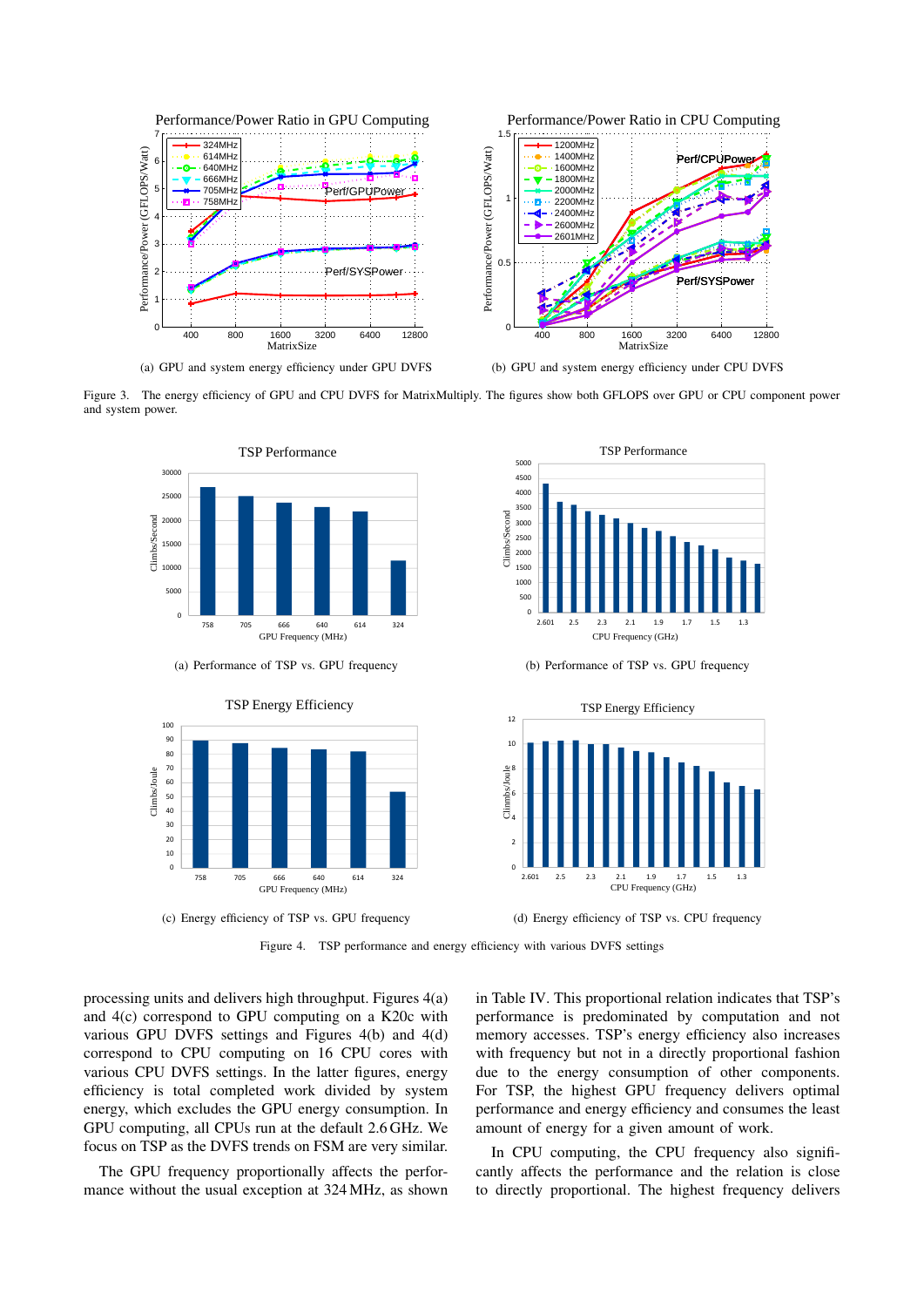(a) GPU and system energy efficiency under GPU DVFS

(b) GPU and system energy efficiency under CPU DVFS

Figure 3. The energy efficiency of GPU and CPU DVFS for MatrixMultiply. The figures show both GFLOPS over GPU or CPU component power and system power.

(a) Performance of TSP vs. GPU frequency

(b) Performance of TSP vs. GPU frequency

(c) Energy efficiency of TSP vs. GPU frequency

(d) Energy efficiency of TSP vs. CPU frequency

Figure 4. TSP performance and energy efficiency with various DVFS settings

processing units and delivers high throughput. Figures 4(a) and 4(c) correspond to GPU computing on a K20c with various GPU DVFS settings and Figures 4(b) and 4(d) correspond to CPU computing on 16 CPU cores with various CPU DVFS settings. In the latter figures, energy efficiency is total completed work divided by system energy, which excludes the GPU energy consumption. In GPU computing, all CPUs run at the default 2.6 GHz. We focus on TSP as the DVFS trends on FSM are very similar.

The GPU frequency proportionally affects the performance without the usual exception at 324 MHz, as shown in Table IV. This proportional relation indicates that TSP's performance is predominated by computation and not memory accesses. TSP's energy efficiency also increases with frequency but not in a directly proportional fashion due to the energy consumption of other components. For TSP, the highest GPU frequency delivers optimal performance and energy efficiency and consumes the least amount of energy for a given amount of work.

In CPU computing, the CPU frequency also significantly affects the performance and the relation is close to directly proportional. The highest frequency delivers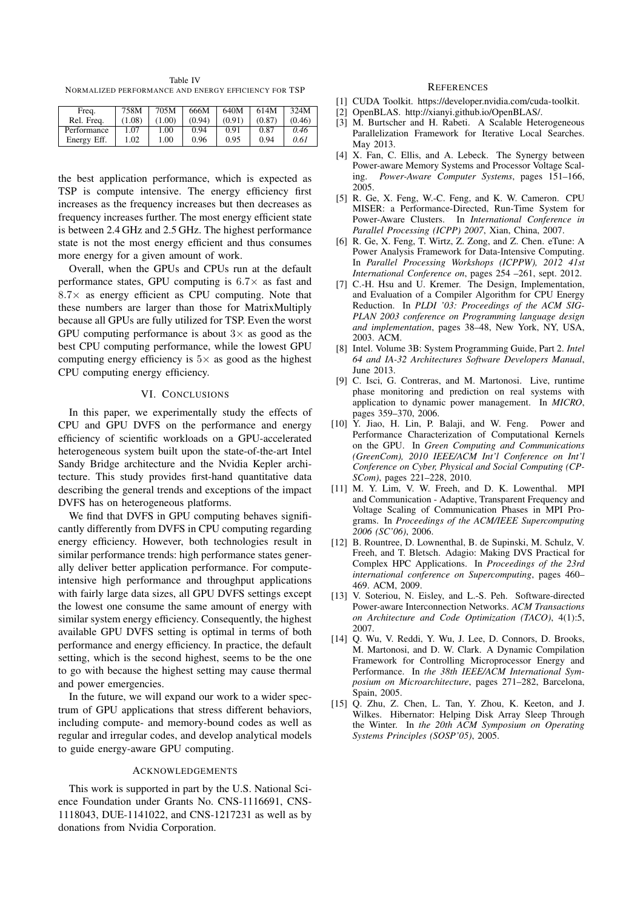Table IV
NORMALIZED PERFORMANCE AND ENERGY EFFICIENCY FOR TSP

| Freq. | 758M | 705M | 666M | 640M | 614M | 324M |
|---|---|---|---|---|---|---|
| Rel. Freq. | (1.08) | (1.00) | (0.94) | (0.91) | (0.87) | (0.46) |
| Performance | 1.07 | 1.00 | 0.94 | 0.91 | 0.87 | *0.46* |
| Energy Eff. | 1.02 | 1.00 | 0.96 | 0.95 | 0.94 | *0.61* |

the best application performance, which is expected as TSP is compute intensive. The energy efficiency first increases as the frequency increases but then decreases as frequency increases further. The most energy efficient state is between 2.4 GHz and 2.5 GHz. The highest performance state is not the most energy efficient and thus consumes more energy for a given amount of work.

Overall, when the GPUs and CPUs run at the default performance states, GPU computing is $6.7\times$ as fast and $8.7\times$ as energy efficient as CPU computing. Note that these numbers are larger than those for MatrixMultiply because all GPUs are fully utilized for TSP. Even the worst GPU computing performance is about $3\times$ as good as the best CPU computing performance, while the lowest GPU computing energy efficiency is $5\times$ as good as the highest CPU computing energy efficiency.

## VI. CONCLUSIONS

In this paper, we experimentally study the effects of CPU and GPU DVFS on the performance and energy efficiency of scientific workloads on a GPU-accelerated heterogeneous system built upon the state-of-the-art Intel Sandy Bridge architecture and the Nvidia Kepler architecture. This study provides first-hand quantitative data describing the general trends and exceptions of the impact DVFS has on heterogeneous platforms.

We find that DVFS in GPU computing behaves significantly differently from DVFS in CPU computing regarding energy efficiency. However, both technologies result in similar performance trends: high performance states generally deliver better application performance. For compute-intensive high performance and throughput applications with fairly large data sizes, all GPU DVFS settings except the lowest one consume the same amount of energy with similar system energy efficiency. Consequently, the highest available GPU DVFS setting is optimal in terms of both performance and energy efficiency. In practice, the default setting, which is the second highest, seems to be the one to go with because the highest setting may cause thermal and power emergencies.

In the future, we will expand our work to a wider spectrum of GPU applications that stress different behaviors, including compute- and memory-bound codes as well as regular and irregular codes, and develop analytical models to guide energy-aware GPU computing.

### ACKNOWLEDGEMENTS

This work is supported in part by the U.S. National Science Foundation under Grants No. CNS-1116691, CNS-1118043, DUE-1141022, and CNS-1217231 as well as by donations from Nvidia Corporation.

## REFERENCES

[1] CUDA Toolkit. https://developer.nvidia.com/cuda-toolkit.

[2] OpenBLAS. http://xianyi.github.io/OpenBLAS/.

[3] M. Burtscher and H. Rabeti. A Scalable Heterogeneous Parallelization Framework for Iterative Local Searches. May 2013.

[4] X. Fan, C. Ellis, and A. Lebeck. The Synergy between Power-aware Memory Systems and Processor Voltage Scaling. *Power-Aware Computer Systems*, pages 151–166, 2005.

[5] R. Ge, X. Feng, W.-C. Feng, and K. W. Cameron. CPU MISER: a Performance-Directed, Run-Time System for Power-Aware Clusters. In *International Conference in Parallel Processing (ICPP) 2007*, Xian, China, 2007.

[6] R. Ge, X. Feng, T. Wirtz, Z. Zong, and Z. Chen. eTune: A Power Analysis Framework for Data-Intensive Computing. In *Parallel Processing Workshops (ICPPW), 2012 41st International Conference on*, pages 254 –261, sept. 2012.

[7] C.-H. Hsu and U. Kremer. The Design, Implementation, and Evaluation of a Compiler Algorithm for CPU Energy Reduction. In *PLDI '03: Proceedings of the ACM SIGPLAN 2003 conference on Programming language design and implementation*, pages 38–48, New York, NY, USA, 2003. ACM.

[8] Intel. Volume 3B: System Programming Guide, Part 2. *Intel 64 and IA-32 Architectures Software Developers Manual*, June 2013.

[9] C. Isci, G. Contreras, and M. Martonosi. Live, runtime phase monitoring and prediction on real systems with application to dynamic power management. In *MICRO*, pages 359–370, 2006.

[10] Y. Jiao, H. Lin, P. Balaji, and W. Feng. Power and Performance Characterization of Computational Kernels on the GPU. In *Green Computing and Communications (GreenCom), 2010 IEEE/ACM Int'l Conference on Int'l Conference on Cyber, Physical and Social Computing (CPSCom)*, pages 221–228, 2010.

[11] M. Y. Lim, V. W. Freeh, and D. K. Lowenthal. MPI and Communication - Adaptive, Transparent Frequency and Voltage Scaling of Communication Phases in MPI Programs. In *Proceedings of the ACM/IEEE Supercomputing 2006 (SC'06)*, 2006.

[12] B. Rountree, D. Lownenthal, B. de Supinski, M. Schulz, V. Freeh, and T. Bletsch. Adagio: Making DVS Practical for Complex HPC Applications. In *Proceedings of the 23rd international conference on Supercomputing*, pages 460–469. ACM, 2009.

[13] V. Soteriou, N. Eisley, and L.-S. Peh. Software-directed Power-aware Interconnection Networks. *ACM Transactions on Architecture and Code Optimization (TACO)*, 4(1):5, 2007.

[14] Q. Wu, V. Reddi, Y. Wu, J. Lee, D. Connors, D. Brooks, M. Martonosi, and D. W. Clark. A Dynamic Compilation Framework for Controlling Microprocessor Energy and Performance. In *the 38th IEEE/ACM International Symposium on Microarchitecture*, pages 271–282, Barcelona, Spain, 2005.

[15] Q. Zhu, Z. Chen, L. Tan, Y. Zhou, K. Keeton, and J. Wilkes. Hibernator: Helping Disk Array Sleep Through the Winter. In *the 20th ACM Symposium on Operating Systems Principles (SOSP'05)*, 2005.